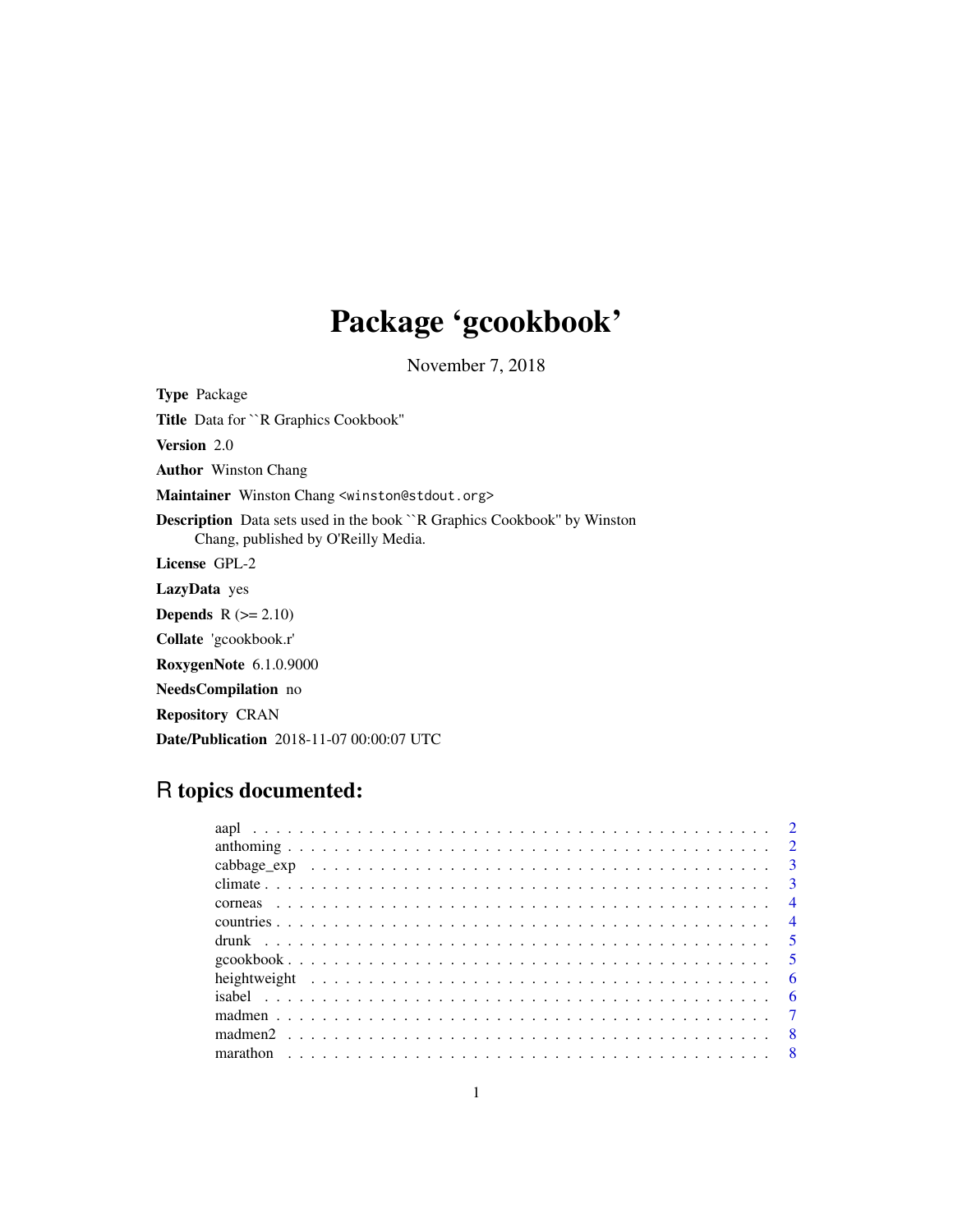# Package 'gcookbook'

November 7, 2018

**Type** Package

**Title** Data for ``R Graphics Cookbook''

**Version** 2.0

**Author** Winston Chang

**Maintainer** Winston Chang <winston@stdout.org>

**Description** Data sets used in the book ``R Graphics Cookbook'' by Winston Chang, published by O'Reilly Media.

**License** GPL-2

**LazyData** yes

**Depends** R (>= 2.10)

**Collate** 'gcookbook.r'

**RoxygenNote** 6.1.0.9000

**NeedsCompilation** no

**Repository** CRAN

**Date/Publication** 2018-11-07 00:00:07 UTC

## R topics documented:

aapl . . . . . . . . . . . . . . . . . . . . . . . . . . . . . . . . . . . . . . . . . . . 2
anthoming . . . . . . . . . . . . . . . . . . . . . . . . . . . . . . . . . . . . . . . . 2
cabbage_exp . . . . . . . . . . . . . . . . . . . . . . . . . . . . . . . . . . . . . . . 3
climate . . . . . . . . . . . . . . . . . . . . . . . . . . . . . . . . . . . . . . . . . . 3
corneas . . . . . . . . . . . . . . . . . . . . . . . . . . . . . . . . . . . . . . . . . . 4
countries . . . . . . . . . . . . . . . . . . . . . . . . . . . . . . . . . . . . . . . . . 4
drunk . . . . . . . . . . . . . . . . . . . . . . . . . . . . . . . . . . . . . . . . . . . 5
gcookbook . . . . . . . . . . . . . . . . . . . . . . . . . . . . . . . . . . . . . . . . 5
heightweight . . . . . . . . . . . . . . . . . . . . . . . . . . . . . . . . . . . . . . . 6
isabel . . . . . . . . . . . . . . . . . . . . . . . . . . . . . . . . . . . . . . . . . . . 6
madmen . . . . . . . . . . . . . . . . . . . . . . . . . . . . . . . . . . . . . . . . . . 7
madmen2 . . . . . . . . . . . . . . . . . . . . . . . . . . . . . . . . . . . . . . . . . 8
marathon . . . . . . . . . . . . . . . . . . . . . . . . . . . . . . . . . . . . . . . . . 8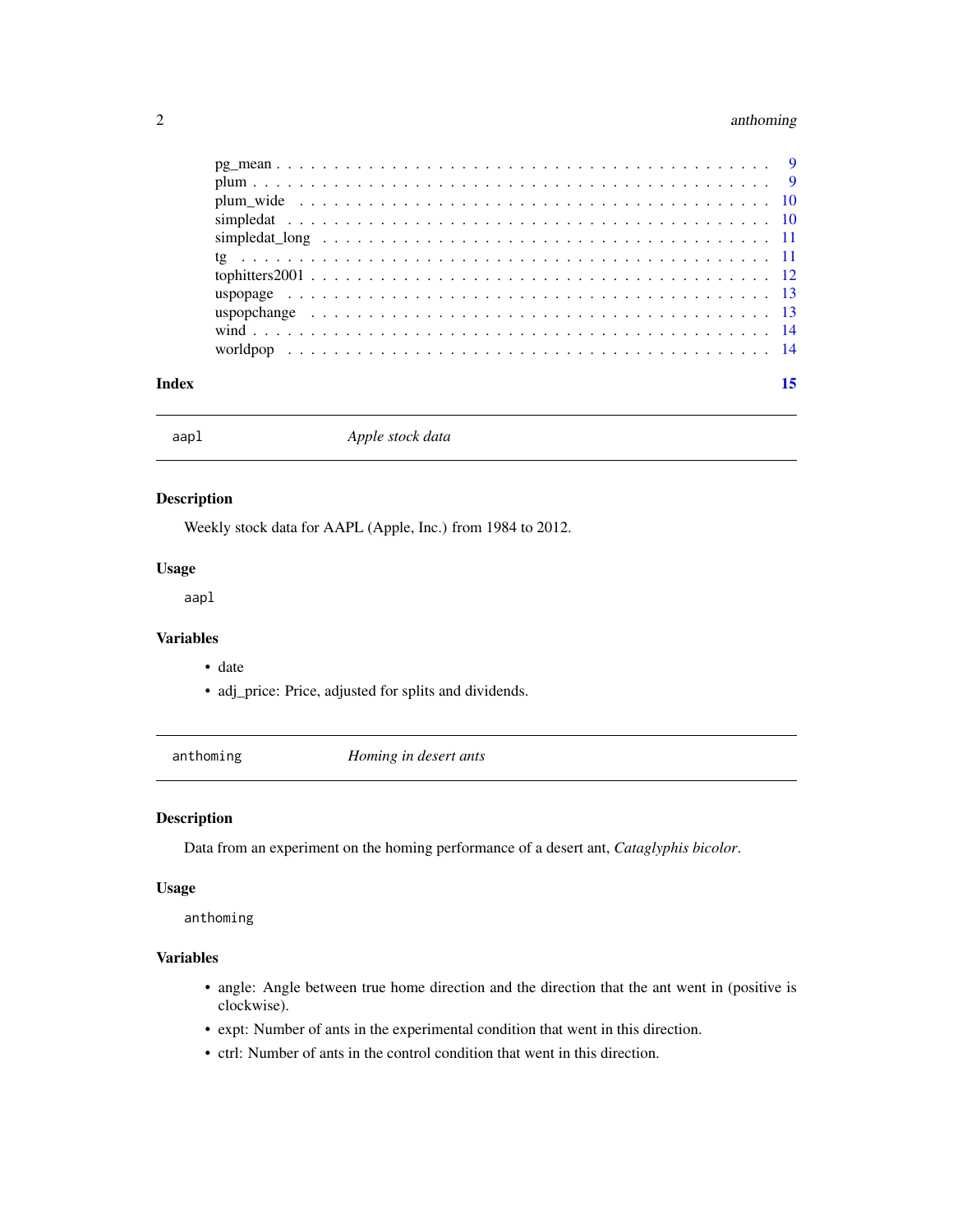pg_mean . . . . . . . . . . . . . . . . . . . . . . . . . . . . . . . . . . . . . . . . . 9
plum . . . . . . . . . . . . . . . . . . . . . . . . . . . . . . . . . . . . . . . . . . . 9
plum_wide . . . . . . . . . . . . . . . . . . . . . . . . . . . . . . . . . . . . . . . . 10
simpledat . . . . . . . . . . . . . . . . . . . . . . . . . . . . . . . . . . . . . . . . 10
simpledat_long . . . . . . . . . . . . . . . . . . . . . . . . . . . . . . . . . . . . . 11
tg . . . . . . . . . . . . . . . . . . . . . . . . . . . . . . . . . . . . . . . . . . . . 11
tophitters2001 . . . . . . . . . . . . . . . . . . . . . . . . . . . . . . . . . . . . . 12
uspopage . . . . . . . . . . . . . . . . . . . . . . . . . . . . . . . . . . . . . . . . 13
uspopchange . . . . . . . . . . . . . . . . . . . . . . . . . . . . . . . . . . . . . . 13
wind . . . . . . . . . . . . . . . . . . . . . . . . . . . . . . . . . . . . . . . . . . 14
worldpop . . . . . . . . . . . . . . . . . . . . . . . . . . . . . . . . . . . . . . . . 14

**Index** 15

---

## aapl — *Apple stock data*

### Description

Weekly stock data for AAPL (Apple, Inc.) from 1984 to 2012.

### Usage

```
aapl
```

### Variables

- date
- adj_price: Price, adjusted for splits and dividends.

---

## anthoming — *Homing in desert ants*

### Description

Data from an experiment on the homing performance of a desert ant, *Cataglyphis bicolor*.

### Usage

```
anthoming
```

### Variables

- angle: Angle between true home direction and the direction that the ant went in (positive is clockwise).
- expt: Number of ants in the experimental condition that went in this direction.
- ctrl: Number of ants in the control condition that went in this direction.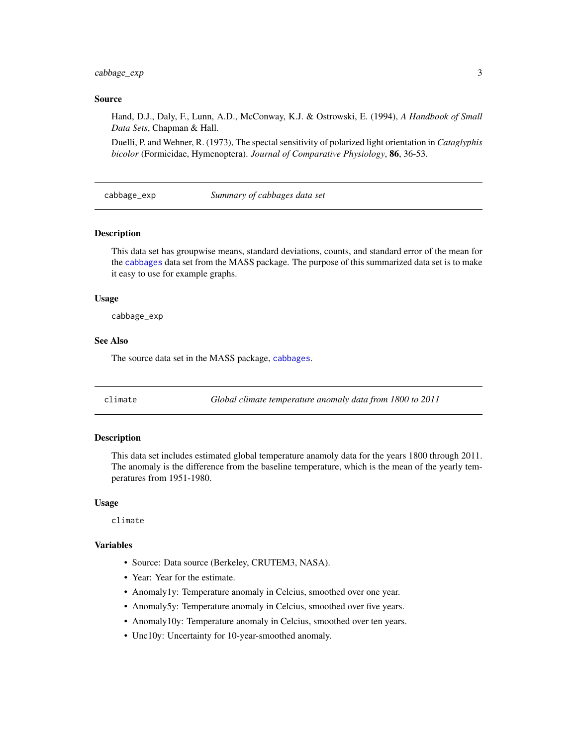### Source

Hand, D.J., Daly, F., Lunn, A.D., McConway, K.J. & Ostrowski, E. (1994), *A Handbook of Small Data Sets*, Chapman & Hall.

Duelli, P. and Wehner, R. (1973), The spectal sensitivity of polarized light orientation in *Cataglyphis bicolor* (Formicidae, Hymenoptera). *Journal of Comparative Physiology*, **86**, 36-53.

---

## cabbage_exp — *Summary of cabbages data set*

### Description

This data set has groupwise means, standard deviations, counts, and standard error of the mean for the `cabbages` data set from the MASS package. The purpose of this summarized data set is to make it easy to use for example graphs.

### Usage

```
cabbage_exp
```

### See Also

The source data set in the MASS package, `cabbages`.

---

## climate — *Global climate temperature anomaly data from 1800 to 2011*

### Description

This data set includes estimated global temperature anamoly data for the years 1800 through 2011. The anomaly is the difference from the baseline temperature, which is the mean of the yearly temperatures from 1951-1980.

### Usage

```
climate
```

### Variables

- Source: Data source (Berkeley, CRUTEM3, NASA).
- Year: Year for the estimate.
- Anomaly1y: Temperature anomaly in Celcius, smoothed over one year.
- Anomaly5y: Temperature anomaly in Celcius, smoothed over five years.
- Anomaly10y: Temperature anomaly in Celcius, smoothed over ten years.
- Unc10y: Uncertainty for 10-year-smoothed anomaly.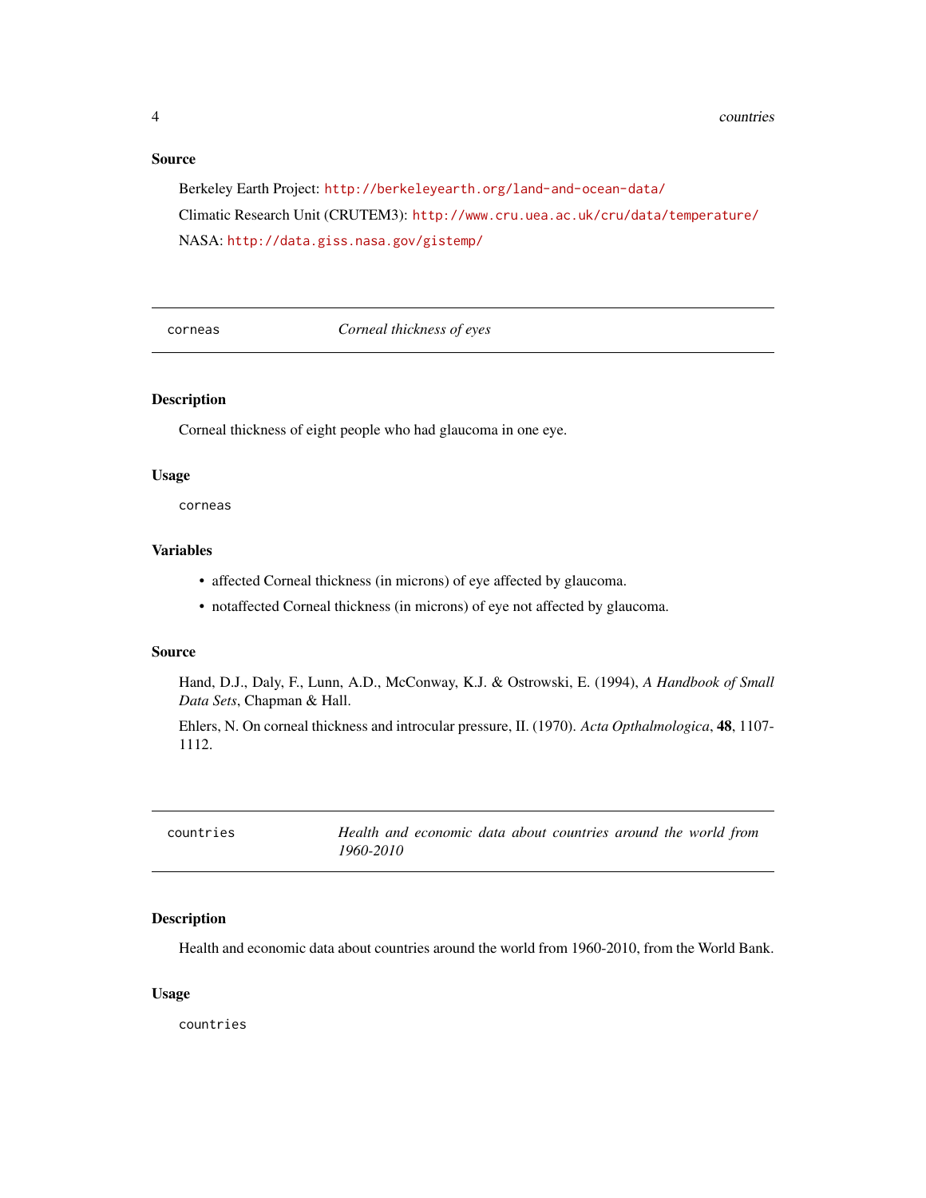### Source

Berkeley Earth Project: http://berkeleyearth.org/land-and-ocean-data/

Climatic Research Unit (CRUTEM3): http://www.cru.uea.ac.uk/cru/data/temperature/

NASA: http://data.giss.nasa.gov/gistemp/

---

## corneas — *Corneal thickness of eyes*

### Description

Corneal thickness of eight people who had glaucoma in one eye.

### Usage

```
corneas
```

### Variables

- affected Corneal thickness (in microns) of eye affected by glaucoma.
- notaffected Corneal thickness (in microns) of eye not affected by glaucoma.

### Source

Hand, D.J., Daly, F., Lunn, A.D., McConway, K.J. & Ostrowski, E. (1994), *A Handbook of Small Data Sets*, Chapman & Hall.

Ehlers, N. On corneal thickness and introcular pressure, II. (1970). *Acta Opthalmologica*, **48**, 1107-1112.

---

## countries — *Health and economic data about countries around the world from 1960-2010*

### Description

Health and economic data about countries around the world from 1960-2010, from the World Bank.

### Usage

```
countries
```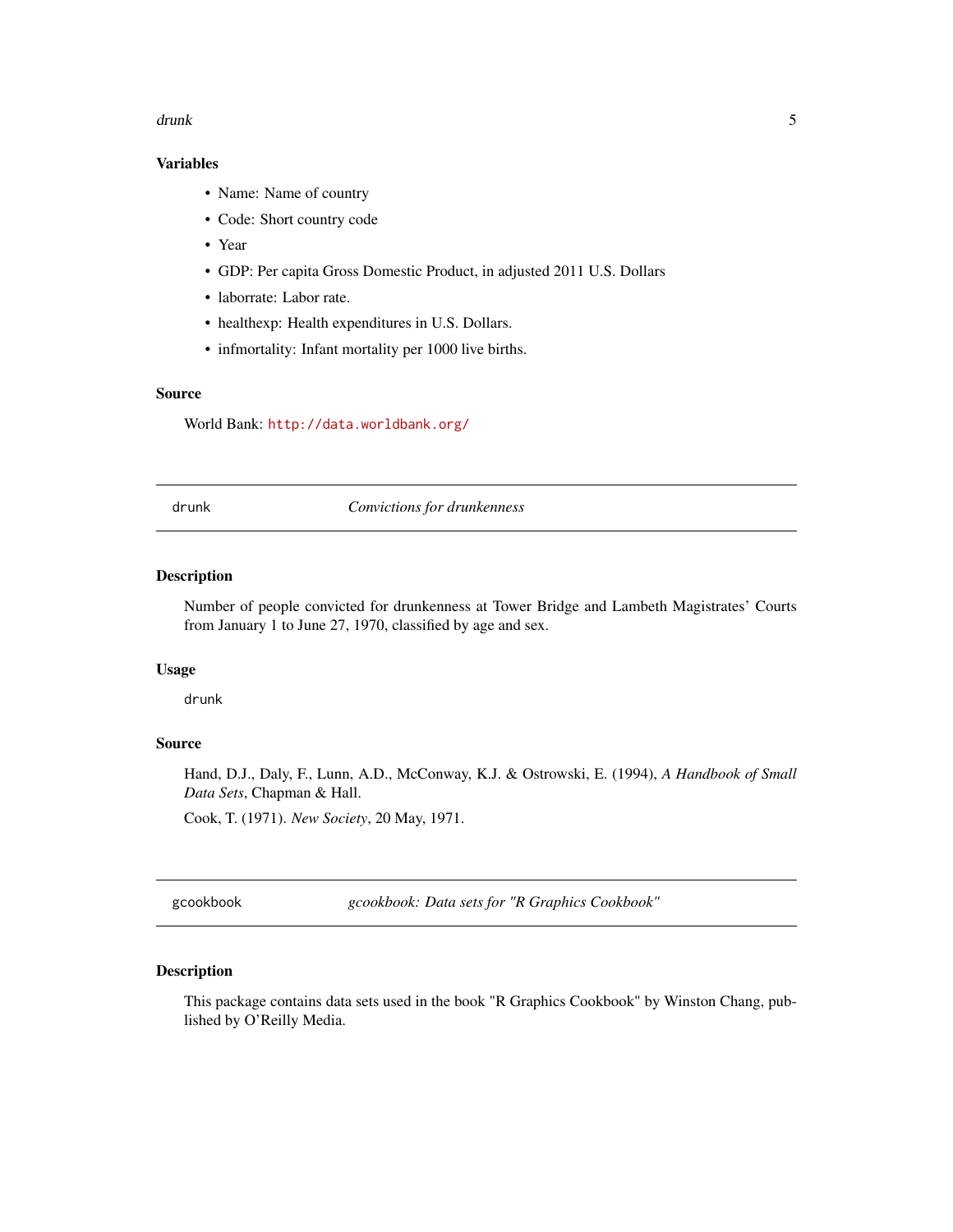### Variables

- Name: Name of country
- Code: Short country code
- Year
- GDP: Per capita Gross Domestic Product, in adjusted 2011 U.S. Dollars
- laborrate: Labor rate.
- healthexp: Health expenditures in U.S. Dollars.
- infmortality: Infant mortality per 1000 live births.

### Source

World Bank: http://data.worldbank.org/

---

## drunk — *Convictions for drunkenness*

---

### Description

Number of people convicted for drunkenness at Tower Bridge and Lambeth Magistrates' Courts from January 1 to June 27, 1970, classified by age and sex.

### Usage

```
drunk
```

### Source

Hand, D.J., Daly, F., Lunn, A.D., McConway, K.J. & Ostrowski, E. (1994), *A Handbook of Small Data Sets*, Chapman & Hall.

Cook, T. (1971). *New Society*, 20 May, 1971.

---

## gcookbook — *gcookbook: Data sets for "R Graphics Cookbook"*

---

### Description

This package contains data sets used in the book "R Graphics Cookbook" by Winston Chang, published by O'Reilly Media.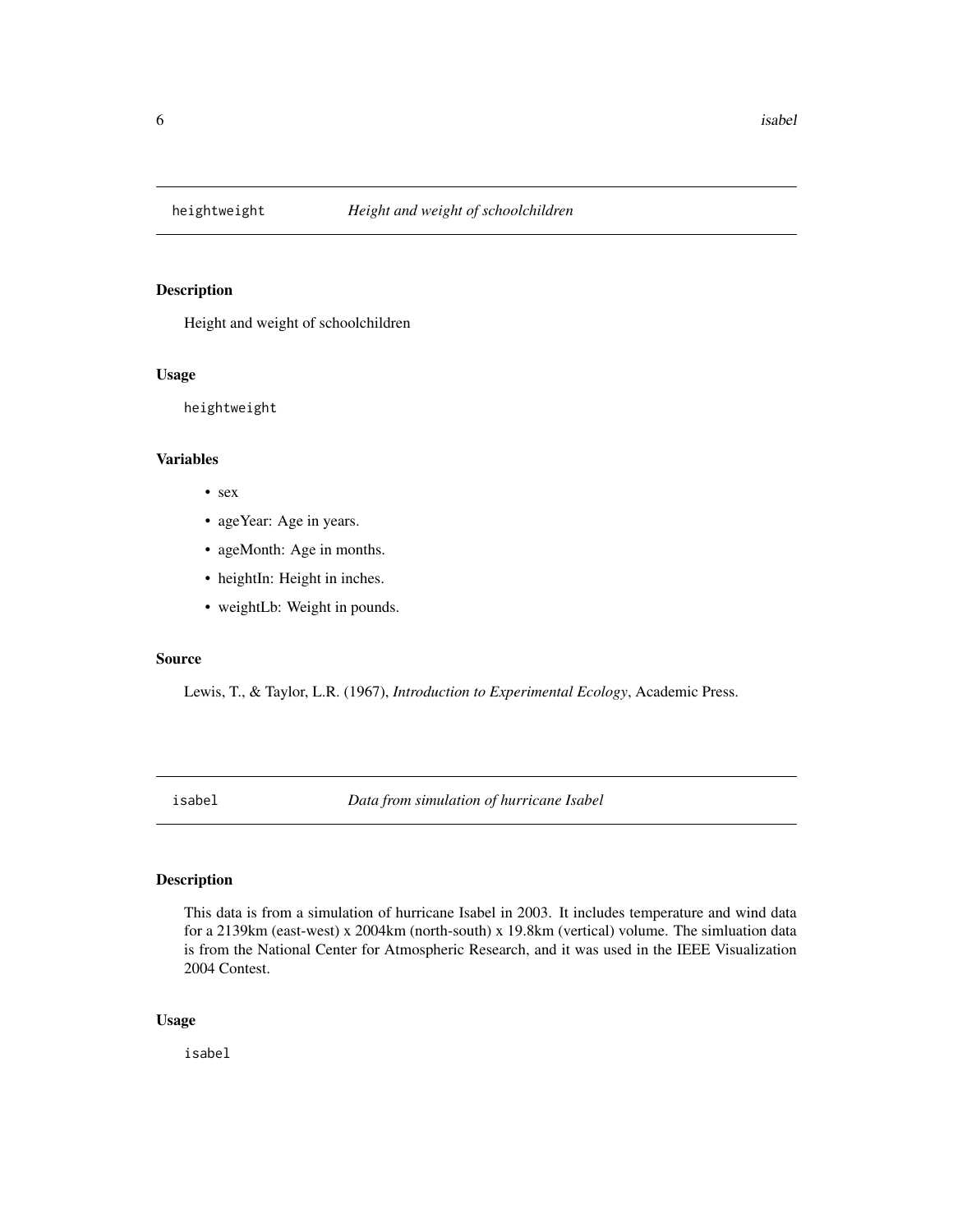## heightweight *Height and weight of schoolchildren*

### Description

Height and weight of schoolchildren

### Usage

```
heightweight
```

### Variables

- sex
- ageYear: Age in years.
- ageMonth: Age in months.
- heightIn: Height in inches.
- weightLb: Weight in pounds.

### Source

Lewis, T., & Taylor, L.R. (1967), *Introduction to Experimental Ecology*, Academic Press.

## isabel *Data from simulation of hurricane Isabel*

### Description

This data is from a simulation of hurricane Isabel in 2003. It includes temperature and wind data for a 2139km (east-west) x 2004km (north-south) x 19.8km (vertical) volume. The simluation data is from the National Center for Atmospheric Research, and it was used in the IEEE Visualization 2004 Contest.

### Usage

```
isabel
```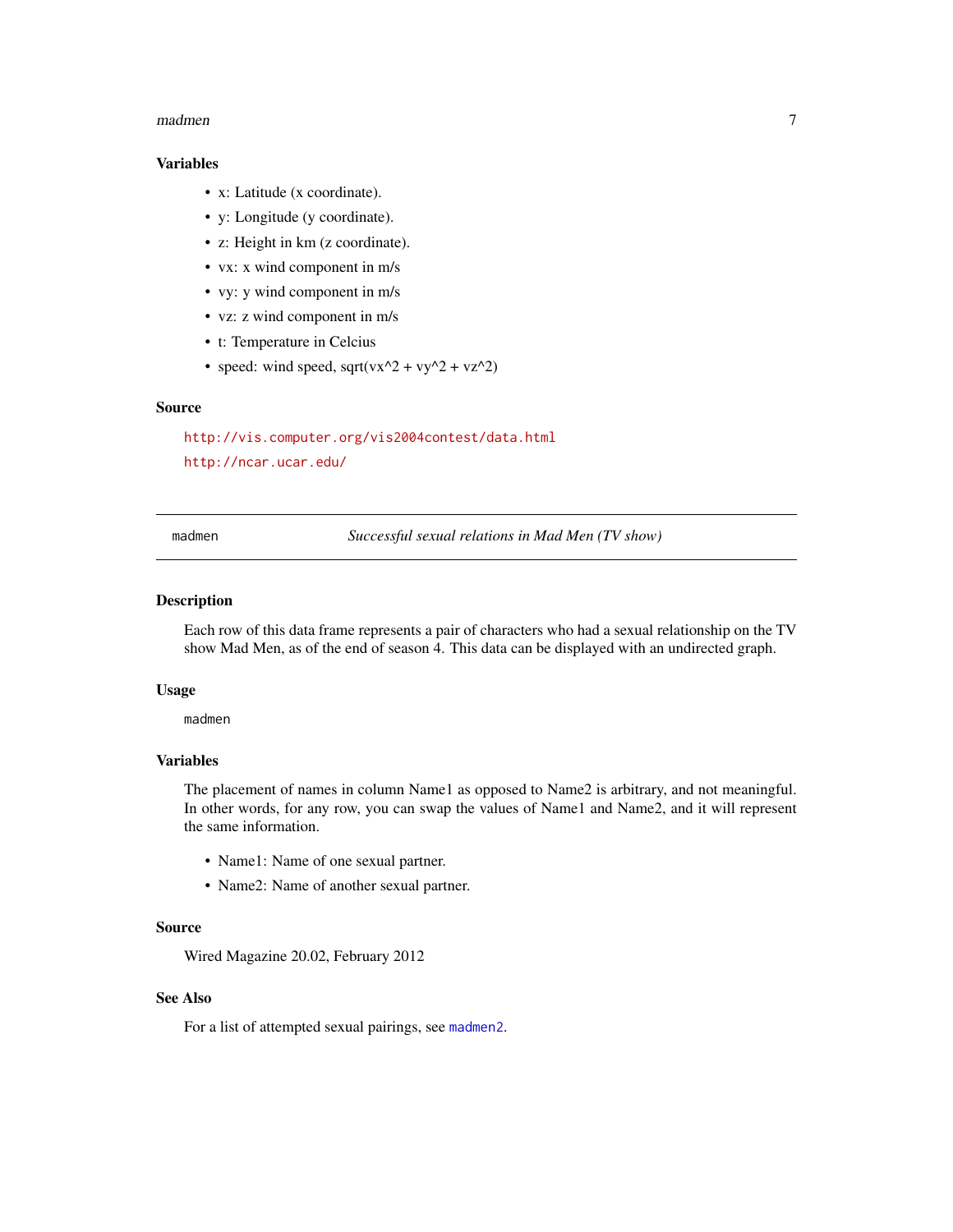### Variables

- x: Latitude (x coordinate).
- y: Longitude (y coordinate).
- z: Height in km (z coordinate).
- vx: x wind component in m/s
- vy: y wind component in m/s
- vz: z wind component in m/s
- t: Temperature in Celcius
- speed: wind speed, sqrt(vx^2 + vy^2 + vz^2)

### Source

http://vis.computer.org/vis2004contest/data.html

http://ncar.ucar.edu/

---

## madmen — *Successful sexual relations in Mad Men (TV show)*

### Description

Each row of this data frame represents a pair of characters who had a sexual relationship on the TV show Mad Men, as of the end of season 4. This data can be displayed with an undirected graph.

### Usage

```
madmen
```

### Variables

The placement of names in column Name1 as opposed to Name2 is arbitrary, and not meaningful. In other words, for any row, you can swap the values of Name1 and Name2, and it will represent the same information.

- Name1: Name of one sexual partner.
- Name2: Name of another sexual partner.

### Source

Wired Magazine 20.02, February 2012

### See Also

For a list of attempted sexual pairings, see `madmen2`.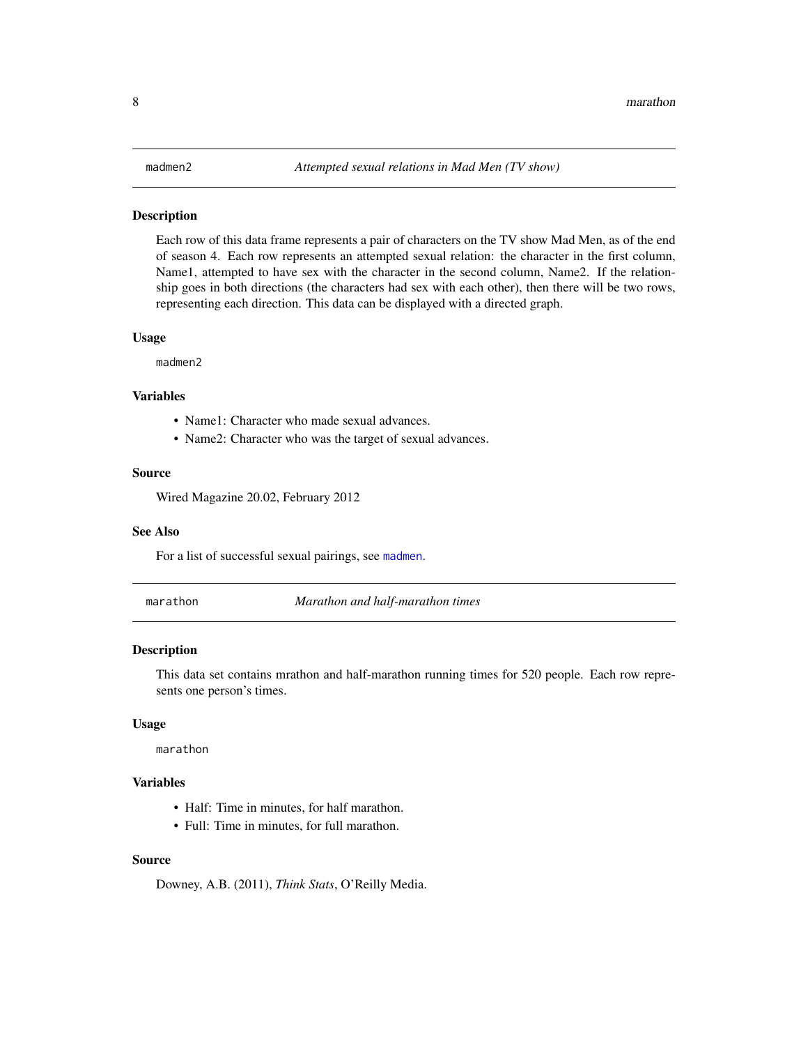## madmen2 — *Attempted sexual relations in Mad Men (TV show)*

### Description

Each row of this data frame represents a pair of characters on the TV show Mad Men, as of the end of season 4. Each row represents an attempted sexual relation: the character in the first column, Name1, attempted to have sex with the character in the second column, Name2. If the relationship goes in both directions (the characters had sex with each other), then there will be two rows, representing each direction. This data can be displayed with a directed graph.

### Usage

```
madmen2
```

### Variables

- Name1: Character who made sexual advances.
- Name2: Character who was the target of sexual advances.

### Source

Wired Magazine 20.02, February 2012

### See Also

For a list of successful sexual pairings, see `madmen`.

## marathon — *Marathon and half-marathon times*

### Description

This data set contains mrathon and half-marathon running times for 520 people. Each row represents one person's times.

### Usage

```
marathon
```

### Variables

- Half: Time in minutes, for half marathon.
- Full: Time in minutes, for full marathon.

### Source

Downey, A.B. (2011), *Think Stats*, O'Reilly Media.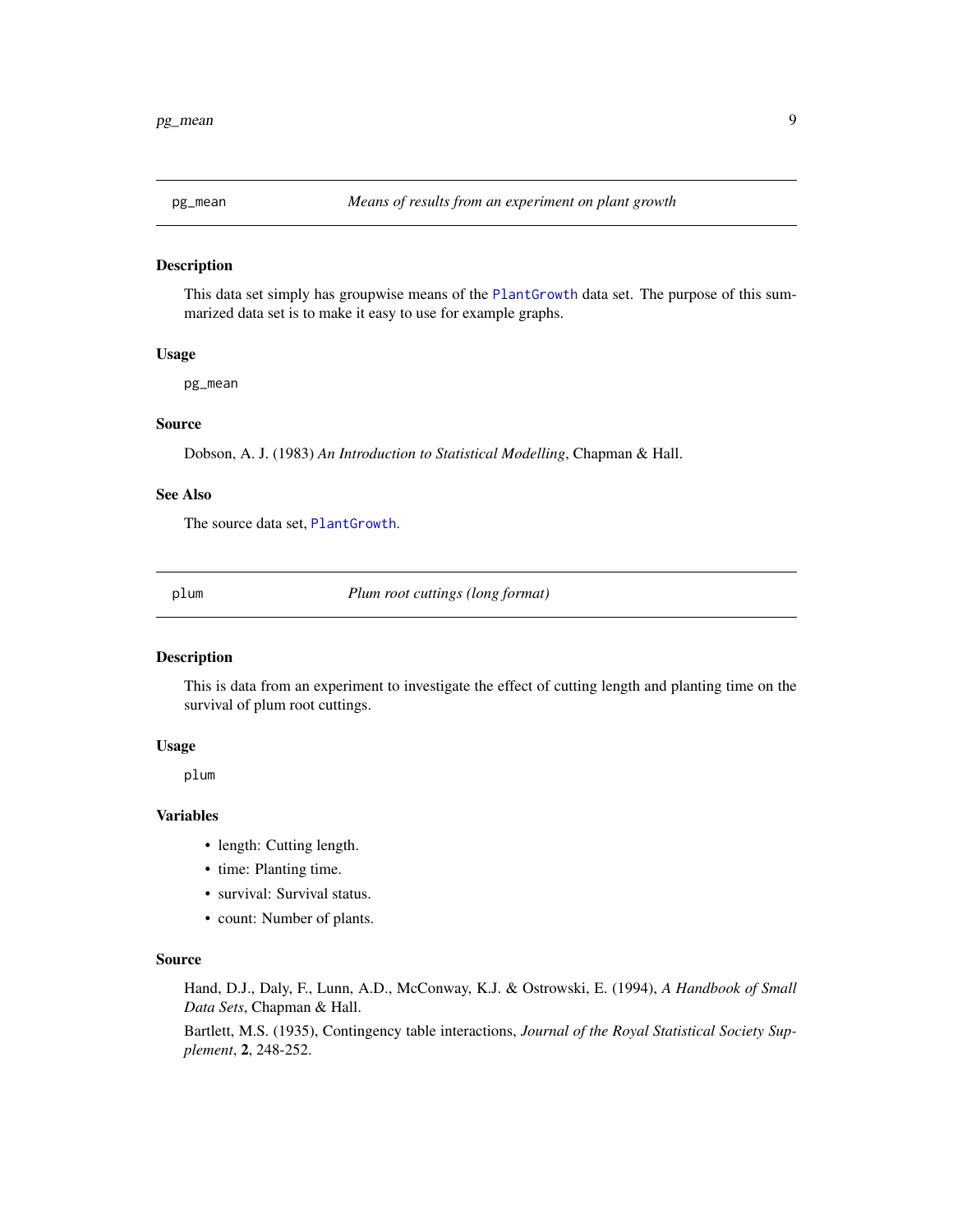## pg_mean — *Means of results from an experiment on plant growth*

### Description

This data set simply has groupwise means of the `PlantGrowth` data set. The purpose of this summarized data set is to make it easy to use for example graphs.

### Usage

```
pg_mean
```

### Source

Dobson, A. J. (1983) *An Introduction to Statistical Modelling*, Chapman & Hall.

### See Also

The source data set, `PlantGrowth`.

## plum — *Plum root cuttings (long format)*

### Description

This is data from an experiment to investigate the effect of cutting length and planting time on the survival of plum root cuttings.

### Usage

```
plum
```

### Variables

- length: Cutting length.
- time: Planting time.
- survival: Survival status.
- count: Number of plants.

### Source

Hand, D.J., Daly, F., Lunn, A.D., McConway, K.J. & Ostrowski, E. (1994), *A Handbook of Small Data Sets*, Chapman & Hall.

Bartlett, M.S. (1935), Contingency table interactions, *Journal of the Royal Statistical Society Supplement*, **2**, 248-252.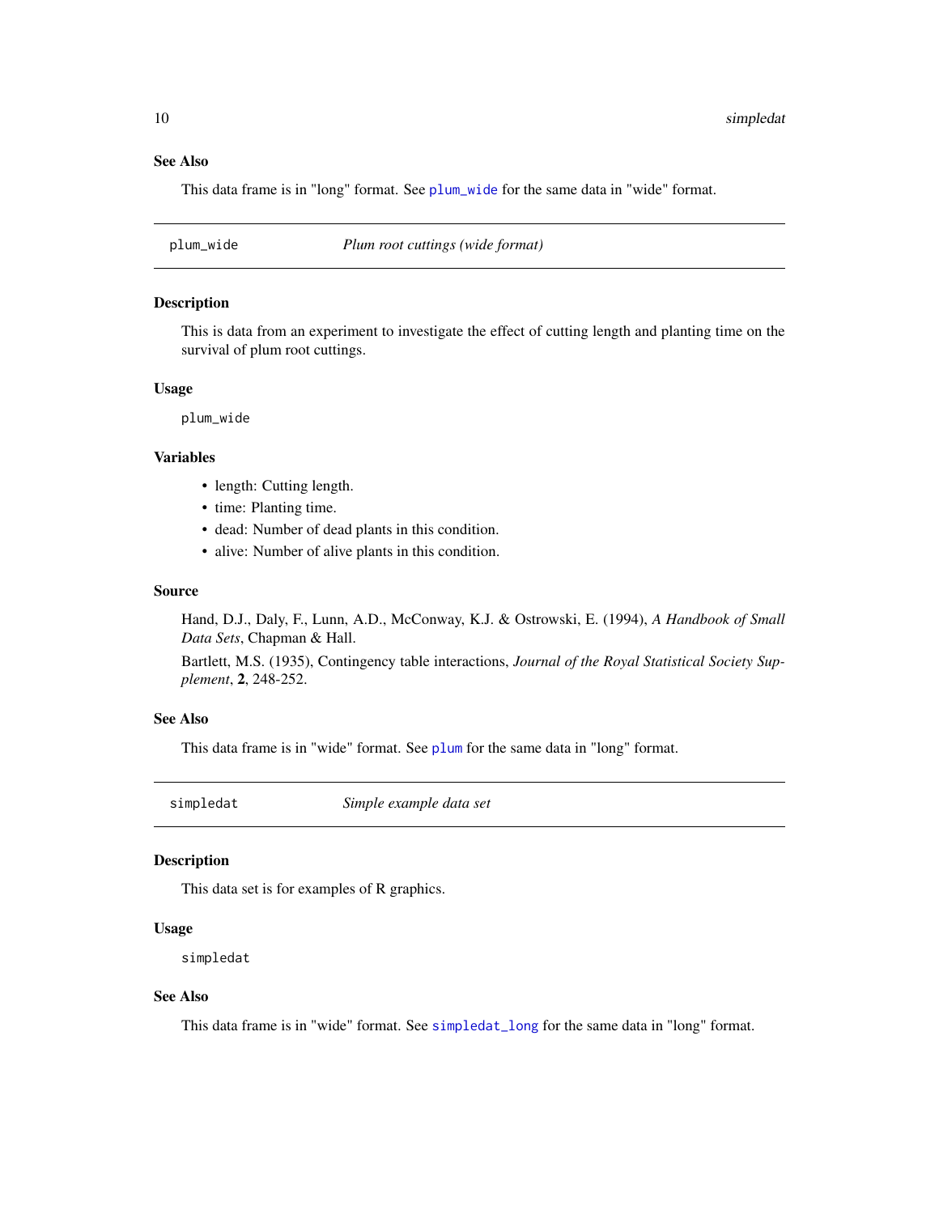### See Also

This data frame is in "long" format. See `plum_wide` for the same data in "wide" format.

---

## plum_wide — *Plum root cuttings (wide format)*

### Description

This is data from an experiment to investigate the effect of cutting length and planting time on the survival of plum root cuttings.

### Usage

```
plum_wide
```

### Variables

- length: Cutting length.
- time: Planting time.
- dead: Number of dead plants in this condition.
- alive: Number of alive plants in this condition.

### Source

Hand, D.J., Daly, F., Lunn, A.D., McConway, K.J. & Ostrowski, E. (1994), *A Handbook of Small Data Sets*, Chapman & Hall.

Bartlett, M.S. (1935), Contingency table interactions, *Journal of the Royal Statistical Society Supplement*, **2**, 248-252.

### See Also

This data frame is in "wide" format. See `plum` for the same data in "long" format.

---

## simpledat — *Simple example data set*

### Description

This data set is for examples of R graphics.

### Usage

```
simpledat
```

### See Also

This data frame is in "wide" format. See `simpledat_long` for the same data in "long" format.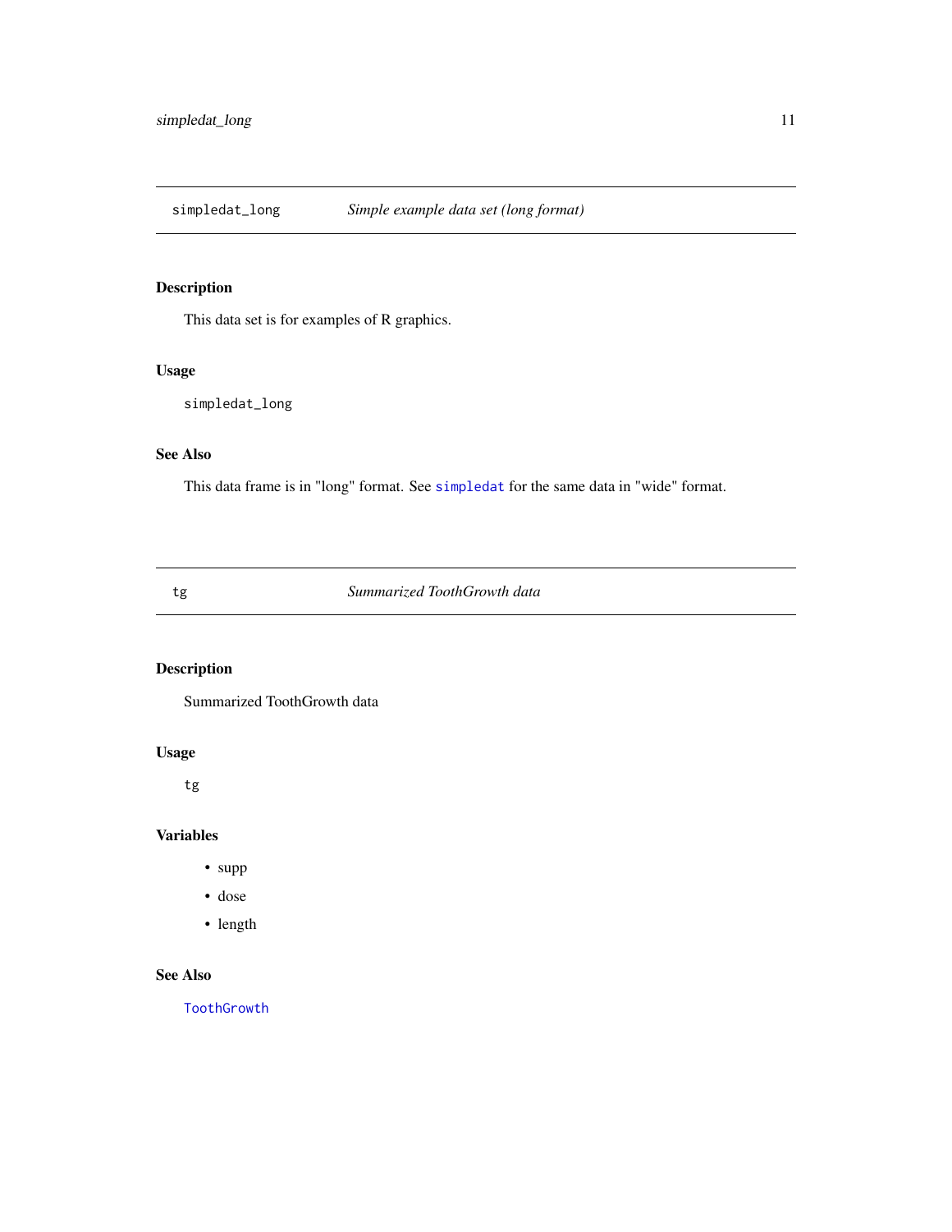## simpledat_long — *Simple example data set (long format)*

### Description

This data set is for examples of R graphics.

### Usage

```
simpledat_long
```

### See Also

This data frame is in "long" format. See `simpledat` for the same data in "wide" format.

## tg — *Summarized ToothGrowth data*

### Description

Summarized ToothGrowth data

### Usage

```
tg
```

### Variables

- supp
- dose
- length

### See Also

`ToothGrowth`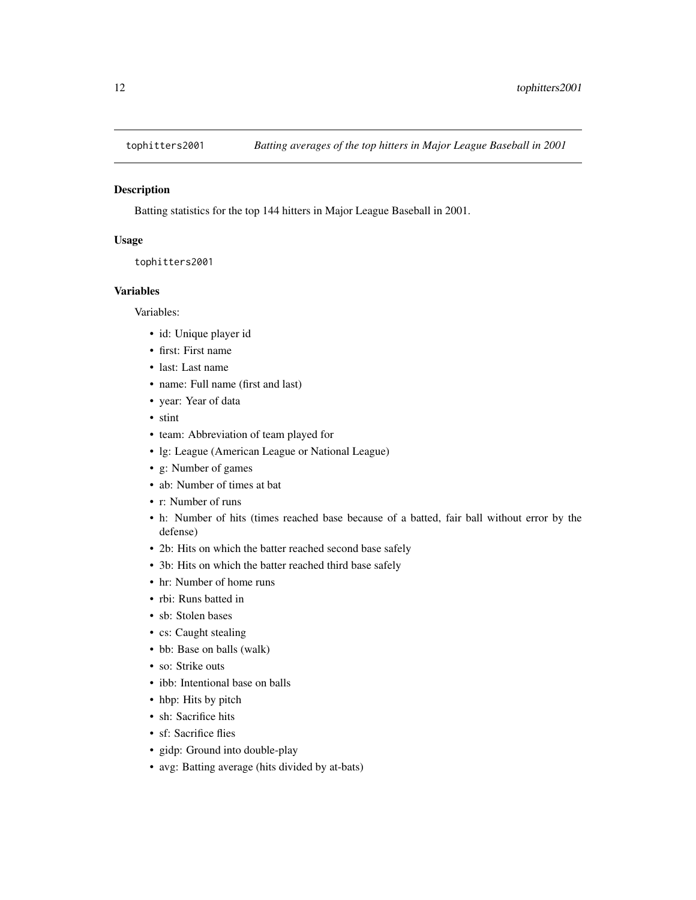## tophitters2001 — *Batting averages of the top hitters in Major League Baseball in 2001*

### Description

Batting statistics for the top 144 hitters in Major League Baseball in 2001.

### Usage

```
tophitters2001
```

### Variables

Variables:

- id: Unique player id
- first: First name
- last: Last name
- name: Full name (first and last)
- year: Year of data
- stint
- team: Abbreviation of team played for
- lg: League (American League or National League)
- g: Number of games
- ab: Number of times at bat
- r: Number of runs
- h: Number of hits (times reached base because of a batted, fair ball without error by the defense)
- 2b: Hits on which the batter reached second base safely
- 3b: Hits on which the batter reached third base safely
- hr: Number of home runs
- rbi: Runs batted in
- sb: Stolen bases
- cs: Caught stealing
- bb: Base on balls (walk)
- so: Strike outs
- ibb: Intentional base on balls
- hbp: Hits by pitch
- sh: Sacrifice hits
- sf: Sacrifice flies
- gidp: Ground into double-play
- avg: Batting average (hits divided by at-bats)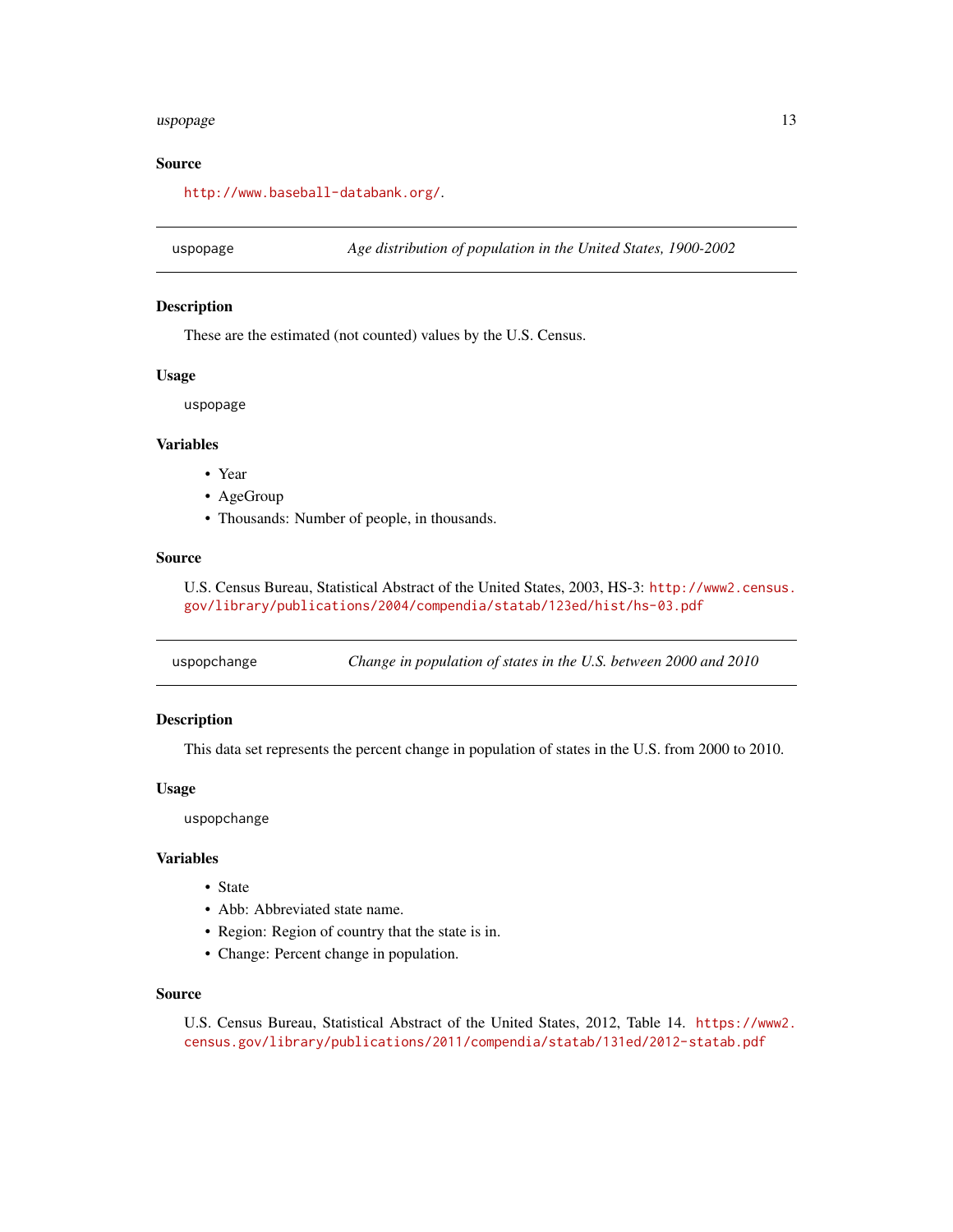### Source

http://www.baseball-databank.org/.

---

## uspopage — *Age distribution of population in the United States, 1900-2002*

### Description

These are the estimated (not counted) values by the U.S. Census.

### Usage

```
uspopage
```

### Variables

- Year
- AgeGroup
- Thousands: Number of people, in thousands.

### Source

U.S. Census Bureau, Statistical Abstract of the United States, 2003, HS-3: http://www2.census.gov/library/publications/2004/compendia/statab/123ed/hist/hs-03.pdf

---

## uspopchange — *Change in population of states in the U.S. between 2000 and 2010*

### Description

This data set represents the percent change in population of states in the U.S. from 2000 to 2010.

### Usage

```
uspopchange
```

### Variables

- State
- Abb: Abbreviated state name.
- Region: Region of country that the state is in.
- Change: Percent change in population.

### Source

U.S. Census Bureau, Statistical Abstract of the United States, 2012, Table 14. https://www2.census.gov/library/publications/2011/compendia/statab/131ed/2012-statab.pdf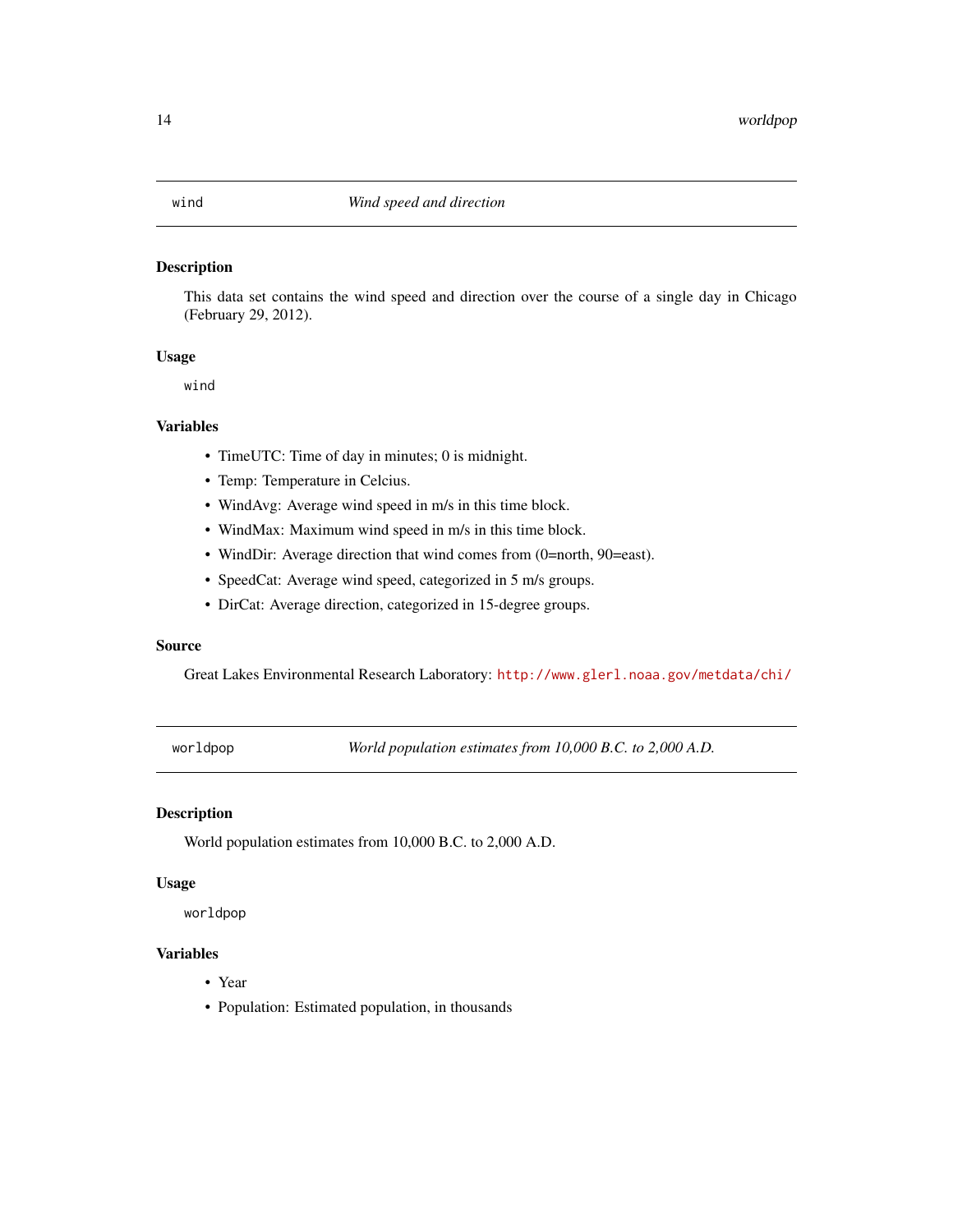## wind — *Wind speed and direction*

### Description

This data set contains the wind speed and direction over the course of a single day in Chicago (February 29, 2012).

### Usage

```
wind
```

### Variables

- TimeUTC: Time of day in minutes; 0 is midnight.
- Temp: Temperature in Celcius.
- WindAvg: Average wind speed in m/s in this time block.
- WindMax: Maximum wind speed in m/s in this time block.
- WindDir: Average direction that wind comes from (0=north, 90=east).
- SpeedCat: Average wind speed, categorized in 5 m/s groups.
- DirCat: Average direction, categorized in 15-degree groups.

### Source

Great Lakes Environmental Research Laboratory: http://www.glerl.noaa.gov/metdata/chi/

## worldpop — *World population estimates from 10,000 B.C. to 2,000 A.D.*

### Description

World population estimates from 10,000 B.C. to 2,000 A.D.

### Usage

```
worldpop
```

### Variables

- Year
- Population: Estimated population, in thousands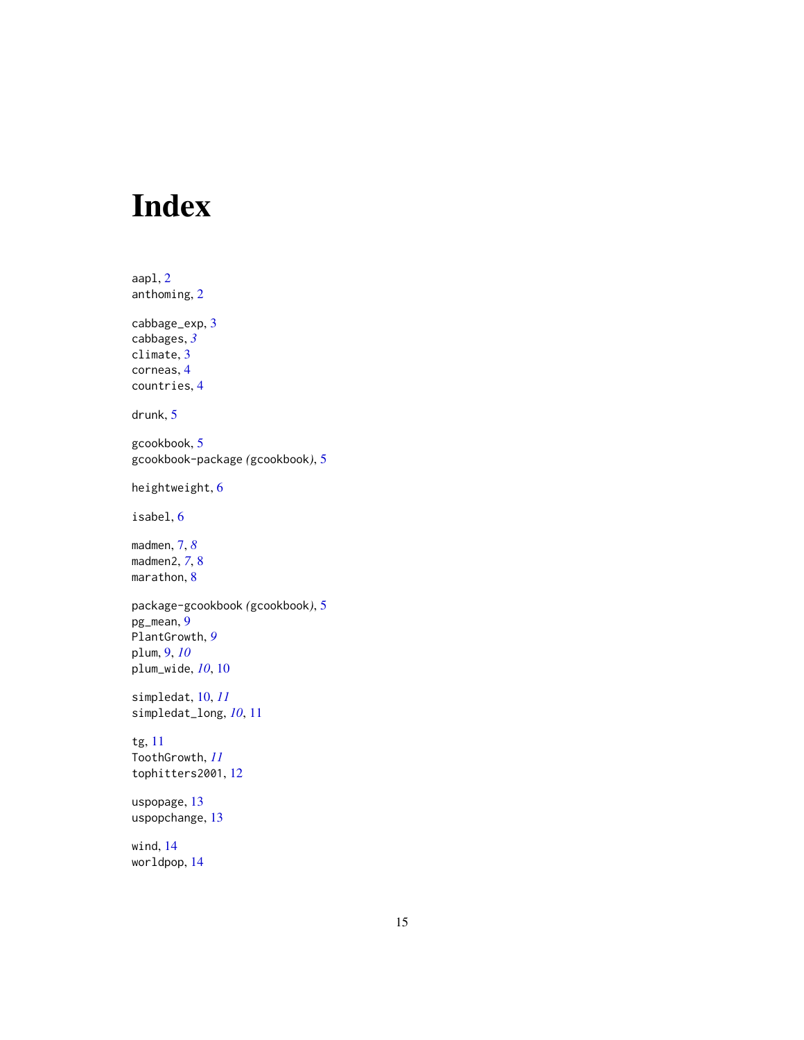# Index

aapl, 2
anthoming, 2

cabbage_exp, 3
cabbages, *3*
climate, 3
corneas, 4
countries, 4

drunk, 5

gcookbook, 5
gcookbook-package *(*gcookbook*)*, 5

heightweight, 6

isabel, 6

madmen, 7, *8*
madmen2, *7*, 8
marathon, 8

package-gcookbook *(*gcookbook*)*, 5
pg_mean, 9
PlantGrowth, *9*
plum, 9, *10*
plum_wide, *10*, 10

simpledat, 10, *11*
simpledat_long, *10*, 11

tg, 11
ToothGrowth, *11*
tophitters2001, 12

uspopage, 13
uspopchange, 13

wind, 14
worldpop, 14